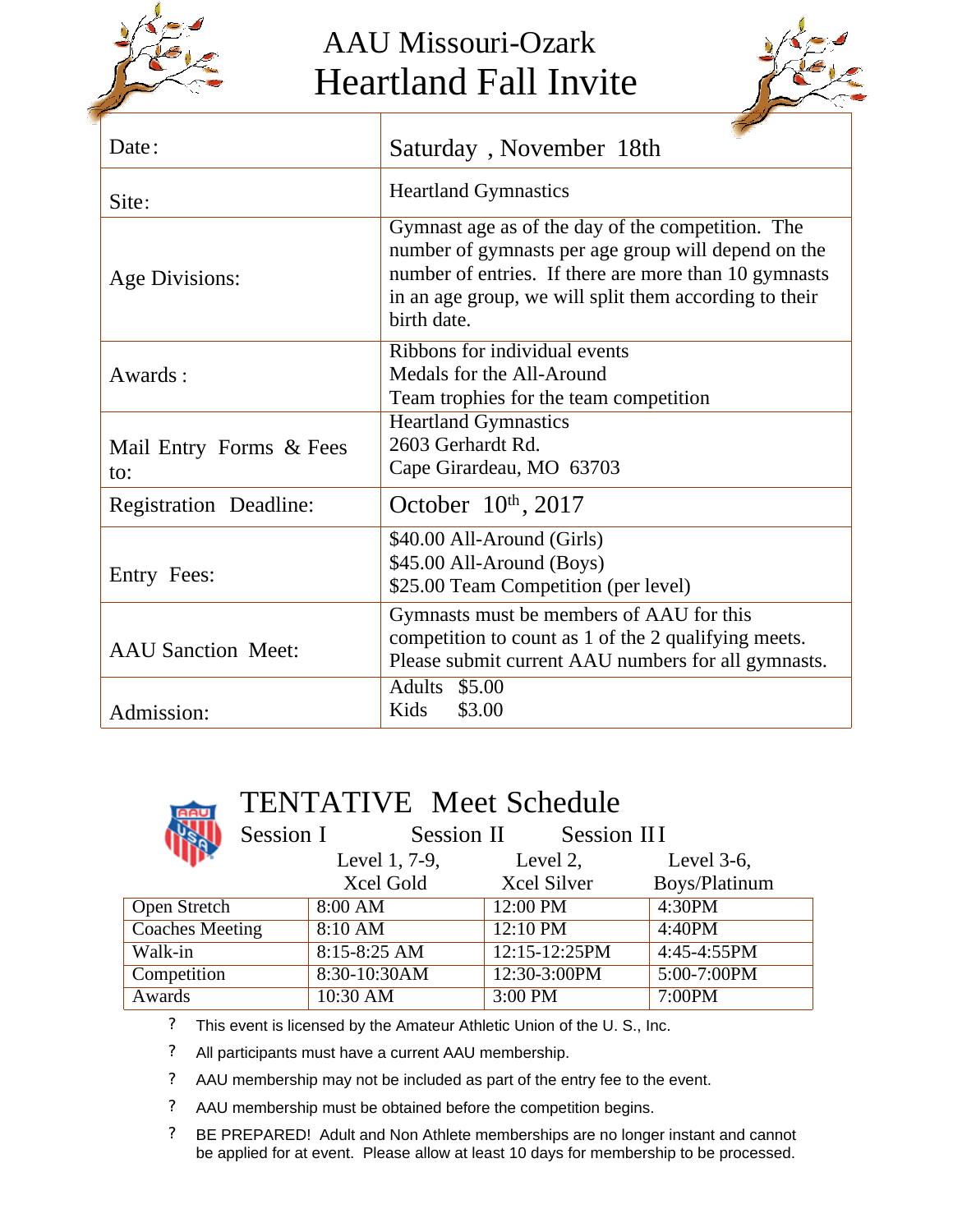# AAU Missouri-Ozark
# Heartland Fall Invite

| | |
|---|---|
| Date: | Saturday , November 18th |
| Site: | Heartland Gymnastics |
| Age Divisions: | Gymnast age as of the day of the competition. The number of gymnasts per age group will depend on the number of entries. If there are more than 10 gymnasts in an age group, we will split them according to their birth date. |
| Awards : | Ribbons for individual events<br>Medals for the All-Around<br>Team trophies for the team competition |
| Mail Entry Forms & Fees to: | Heartland Gymnastics<br>2603 Gerhardt Rd.<br>Cape Girardeau, MO 63703 |
| Registration Deadline: | October 10th, 2017 |
| Entry Fees: | $40.00 All-Around (Girls)<br>$45.00 All-Around (Boys)<br>$25.00 Team Competition (per level) |
| AAU Sanction Meet: | Gymnasts must be members of AAU for this competition to count as 1 of the 2 qualifying meets. Please submit current AAU numbers for all gymnasts. |
| Admission: | Adults $5.00<br>Kids $3.00 |

## TENTATIVE Meet Schedule

| | Session I<br>Level 1, 7-9, Xcel Gold | Session II<br>Level 2, Xcel Silver | Session III<br>Level 3-6, Boys/Platinum |
|---|---|---|---|
| Open Stretch | 8:00 AM | 12:00 PM | 4:30PM |
| Coaches Meeting | 8:10 AM | 12:10 PM | 4:40PM |
| Walk-in | 8:15-8:25 AM | 12:15-12:25PM | 4:45-4:55PM |
| Competition | 8:30-10:30AM | 12:30-3:00PM | 5:00-7:00PM |
| Awards | 10:30 AM | 3:00 PM | 7:00PM |

- This event is licensed by the Amateur Athletic Union of the U. S., Inc.
- All participants must have a current AAU membership.
- AAU membership may not be included as part of the entry fee to the event.
- AAU membership must be obtained before the competition begins.
- BE PREPARED! Adult and Non Athlete memberships are no longer instant and cannot be applied for at event. Please allow at least 10 days for membership to be processed.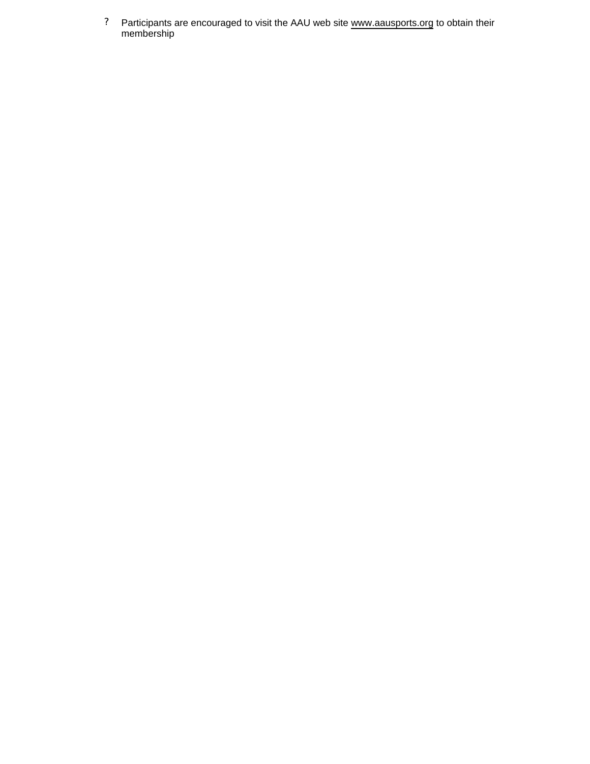- Participants are encouraged to visit the AAU web site www.aausports.org to obtain their membership